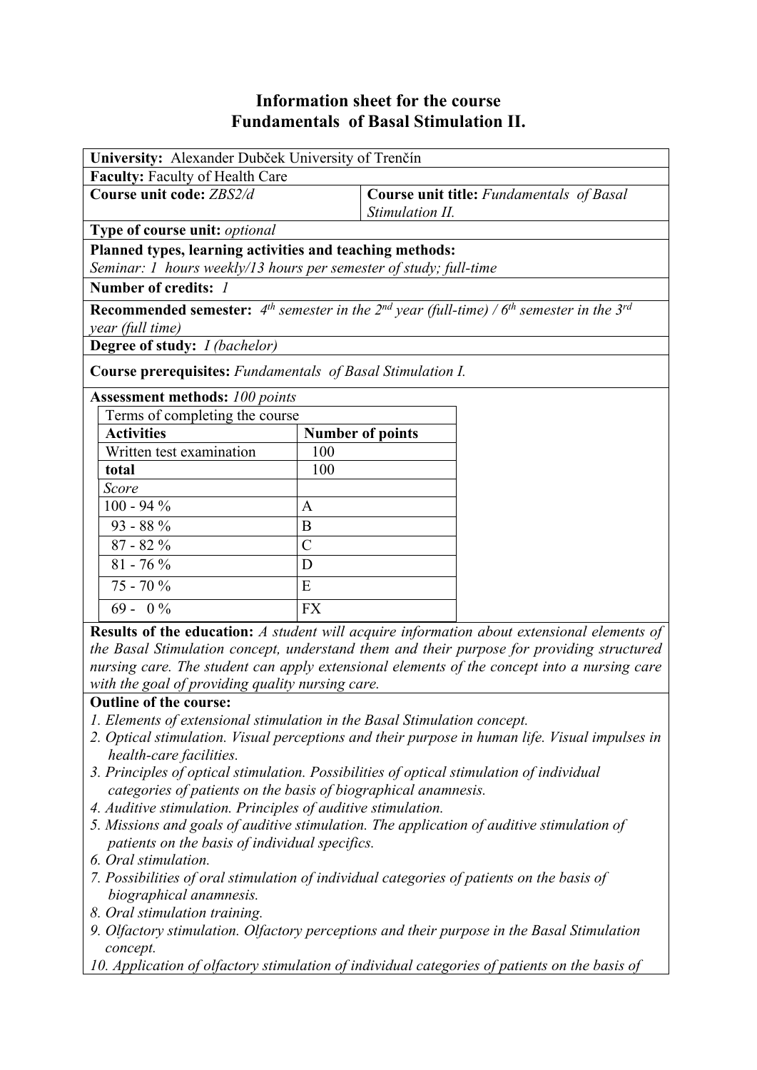# Information sheet for the course
# Fundamentals of Basal Stimulation II.

**University:** Alexander Dubček University of Trenčín

**Faculty:** Faculty of Health Care

**Course unit code:** *ZBS2/d*

**Course unit title:** *Fundamentals of Basal Stimulation II.*

**Type of course unit:** *optional*

**Planned types, learning activities and teaching methods:**
*Seminar: 1 hours weekly/13 hours per semester of study; full-time*

**Number of credits:** *1*

**Recommended semester:** *4th semester in the 2nd year (full-time) / 6th semester in the 3rd year (full time)*

**Degree of study:** *I (bachelor)*

**Course prerequisites:** *Fundamentals of Basal Stimulation I.*

**Assessment methods:** *100 points*

| Terms of completing the course | |
|---|---|
| **Activities** | **Number of points** |
| Written test examination | 100 |
| **total** | 100 |
| *Score* | |
| 100 - 94 % | A |
| 93 - 88 % | B |
| 87 - 82 % | C |
| 81 - 76 % | D |
| 75 - 70 % | E |
| 69 - 0 % | FX |

**Results of the education:** *A student will acquire information about extensional elements of the Basal Stimulation concept, understand them and their purpose for providing structured nursing care. The student can apply extensional elements of the concept into a nursing care with the goal of providing quality nursing care.*

**Outline of the course:**

*1. Elements of extensional stimulation in the Basal Stimulation concept.*
*2. Optical stimulation. Visual perceptions and their purpose in human life. Visual impulses in health-care facilities.*
*3. Principles of optical stimulation. Possibilities of optical stimulation of individual categories of patients on the basis of biographical anamnesis.*
*4. Auditive stimulation. Principles of auditive stimulation.*
*5. Missions and goals of auditive stimulation. The application of auditive stimulation of patients on the basis of individual specifics.*
*6. Oral stimulation.*
*7. Possibilities of oral stimulation of individual categories of patients on the basis of biographical anamnesis.*
*8. Oral stimulation training.*
*9. Olfactory stimulation. Olfactory perceptions and their purpose in the Basal Stimulation concept.*
*10. Application of olfactory stimulation of individual categories of patients on the basis of*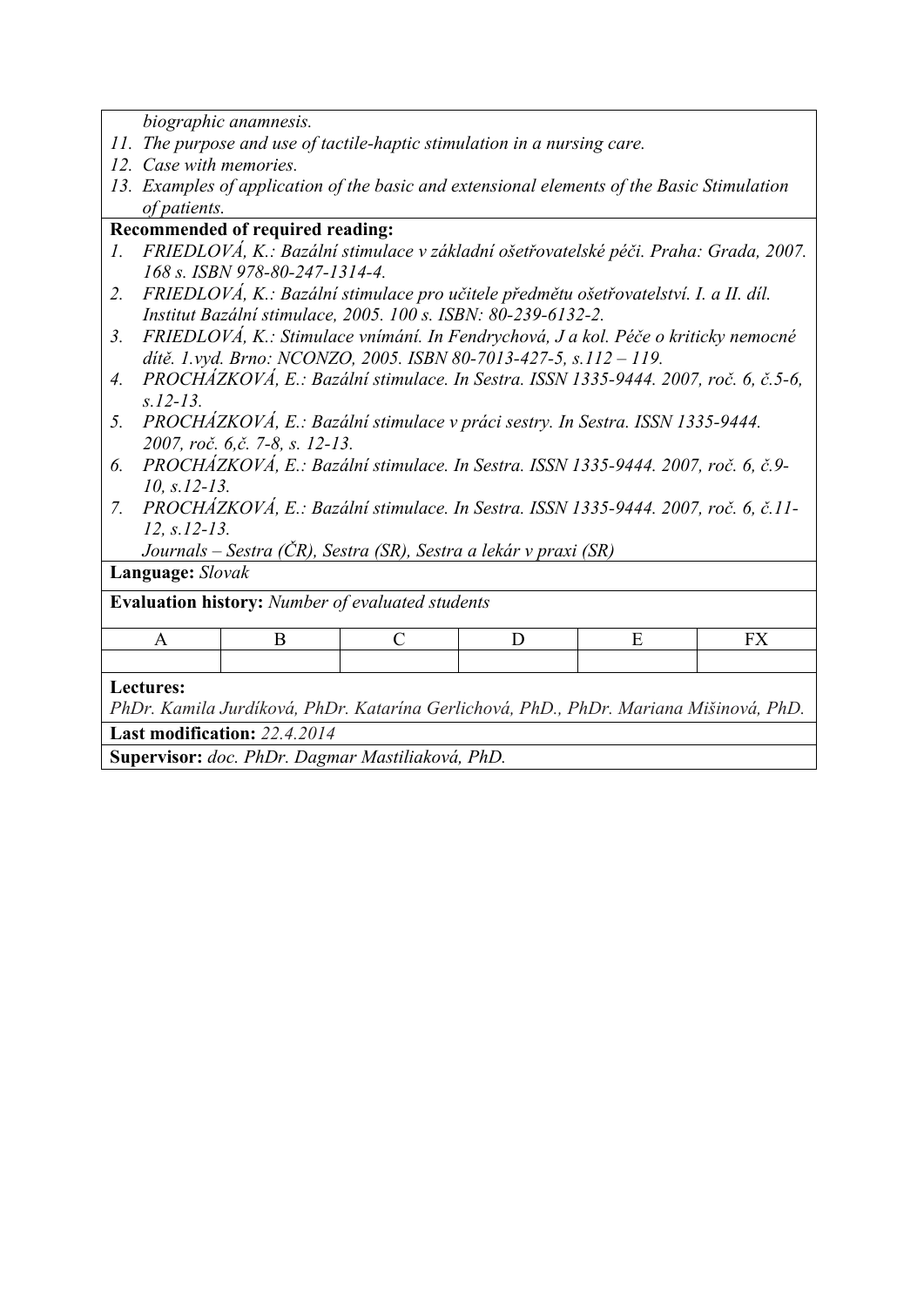*biographic anamnesis.*

11. *The purpose and use of tactile-haptic stimulation in a nursing care.*
12. *Case with memories.*
13. *Examples of application of the basic and extensional elements of the Basic Stimulation of patients.*

**Recommended of required reading:**

1. *FRIEDLOVÁ, K.: Bazální stimulace v základní ošetřovatelské péči. Praha: Grada, 2007. 168 s. ISBN 978-80-247-1314-4.*
2. *FRIEDLOVÁ, K.: Bazální stimulace pro učitele předmětu ošetřovatelství. I. a II. díl. Institut Bazální stimulace, 2005. 100 s. ISBN: 80-239-6132-2.*
3. *FRIEDLOVÁ, K.: Stimulace vnímání. In Fendrychová, J a kol. Péče o kriticky nemocné dítě. 1.vyd. Brno: NCONZO, 2005. ISBN 80-7013-427-5, s.112 – 119.*
4. *PROCHÁZKOVÁ, E.: Bazální stimulace. In Sestra. ISSN 1335-9444. 2007, roč. 6, č.5-6, s.12-13.*
5. *PROCHÁZKOVÁ, E.: Bazální stimulace v práci sestry. In Sestra. ISSN 1335-9444. 2007, roč. 6,č. 7-8, s. 12-13.*
6. *PROCHÁZKOVÁ, E.: Bazální stimulace. In Sestra. ISSN 1335-9444. 2007, roč. 6, č.9-10, s.12-13.*
7. *PROCHÁZKOVÁ, E.: Bazální stimulace. In Sestra. ISSN 1335-9444. 2007, roč. 6, č.11-12, s.12-13.*

*Journals – Sestra (ČR), Sestra (SR), Sestra a lekár v praxi (SR)*

**Language:** *Slovak*

**Evaluation history:** *Number of evaluated students*

| A | B | C | D | E | FX |
|---|---|---|---|---|---|
| | | | | | |

**Lectures:**
*PhDr. Kamila Jurdíková, PhDr. Katarína Gerlichová, PhD., PhDr. Mariana Mišinová, PhD.*

**Last modification:** *22.4.2014*

**Supervisor:** *doc. PhDr. Dagmar Mastiliaková, PhD.*